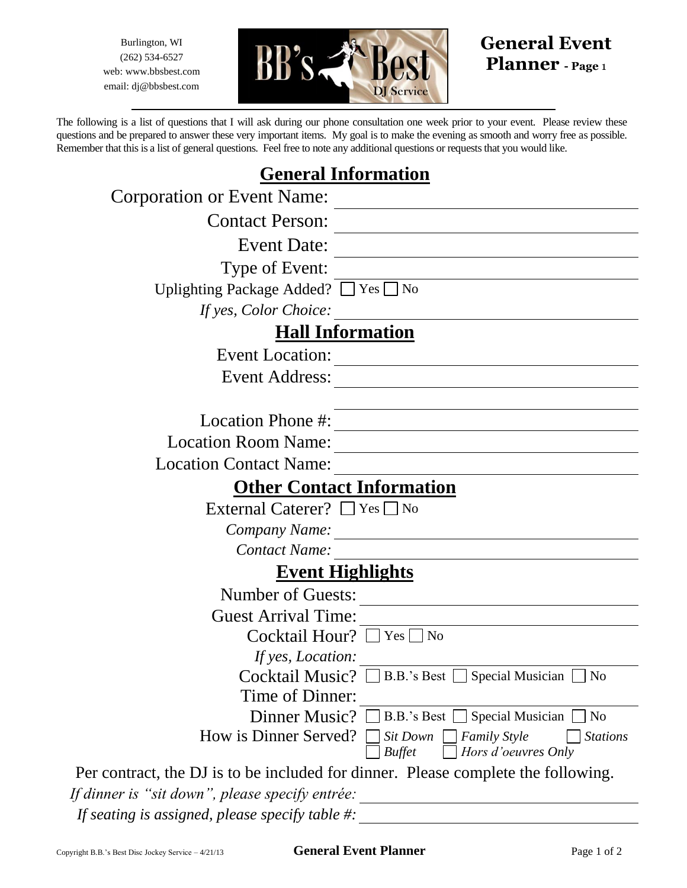Burlington, WI
(262) 534-6527
web: www.bbsbest.com
email: dj@bbsbest.com

BB's Best DJ Service

# General Event Planner - Page 1

The following is a list of questions that I will ask during our phone consultation one week prior to your event. Please review these questions and be prepared to answer these very important items. My goal is to make the evening as smooth and worry free as possible. Remember that this is a list of general questions. Feel free to note any additional questions or requests that you would like.

## General Information

Corporation or Event Name: ______________________

Contact Person: ______________________

Event Date: ______________________

Type of Event: ______________________

Uplighting Package Added? ☐ Yes ☐ No

*If yes, Color Choice:* ______________________

## Hall Information

Event Location: ______________________

Event Address: ______________________

______________________

Location Phone #: ______________________

Location Room Name: ______________________

Location Contact Name: ______________________

## Other Contact Information

External Caterer? ☐ Yes ☐ No

*Company Name:* ______________________

*Contact Name:* ______________________

## Event Highlights

Number of Guests: ______________________

Guest Arrival Time: ______________________

Cocktail Hour? ☐ Yes ☐ No

*If yes, Location:* ______________________

Cocktail Music? ☐ B.B.'s Best ☐ Special Musician ☐ No

Time of Dinner: ______________________

Dinner Music? ☐ B.B.'s Best ☐ Special Musician ☐ No

How is Dinner Served? ☐ *Sit Down* ☐ *Family Style* ☐ *Stations* ☐ *Buffet* ☐ *Hors d'oeuvres Only*

Per contract, the DJ is to be included for dinner. Please complete the following.

*If dinner is "sit down", please specify entrée:* ______________________

*If seating is assigned, please specify table #:* ______________________

Copyright B.B.'s Best Disc Jockey Service – 4/21/13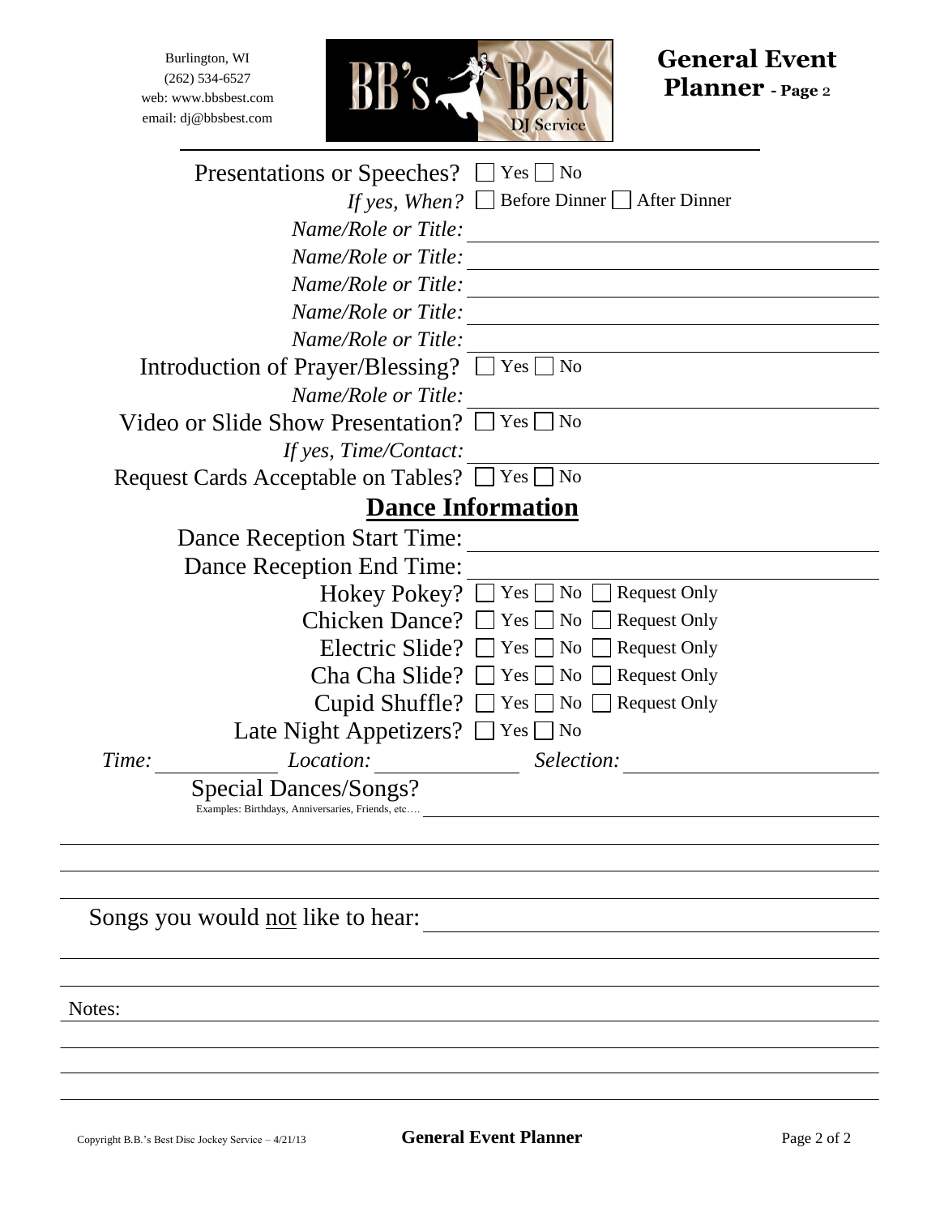Burlington, WI
(262) 534-6527
web: www.bbsbest.com
email: dj@bbsbest.com

BB's Best DJ Service

# General Event Planner - Page 2

Presentations or Speeches? ☐ Yes ☐ No

*If yes, When?* ☐ Before Dinner ☐ After Dinner

*Name/Role or Title:* \_\_\_\_\_\_\_\_\_\_\_\_\_\_\_\_\_\_\_\_

*Name/Role or Title:* \_\_\_\_\_\_\_\_\_\_\_\_\_\_\_\_\_\_\_\_

*Name/Role or Title:* \_\_\_\_\_\_\_\_\_\_\_\_\_\_\_\_\_\_\_\_

*Name/Role or Title:* \_\_\_\_\_\_\_\_\_\_\_\_\_\_\_\_\_\_\_\_

*Name/Role or Title:* \_\_\_\_\_\_\_\_\_\_\_\_\_\_\_\_\_\_\_\_

Introduction of Prayer/Blessing? ☐ Yes ☐ No

*Name/Role or Title:* \_\_\_\_\_\_\_\_\_\_\_\_\_\_\_\_\_\_\_\_

Video or Slide Show Presentation? ☐ Yes ☐ No

*If yes, Time/Contact:* \_\_\_\_\_\_\_\_\_\_\_\_\_\_\_\_\_\_\_\_

Request Cards Acceptable on Tables? ☐ Yes ☐ No

## Dance Information

Dance Reception Start Time: \_\_\_\_\_\_\_\_\_\_\_\_\_\_\_\_\_\_\_\_

Dance Reception End Time: \_\_\_\_\_\_\_\_\_\_\_\_\_\_\_\_\_\_\_\_

Hokey Pokey? ☐ Yes ☐ No ☐ Request Only

Chicken Dance? ☐ Yes ☐ No ☐ Request Only

Electric Slide? ☐ Yes ☐ No ☐ Request Only

Cha Cha Slide? ☐ Yes ☐ No ☐ Request Only

Cupid Shuffle? ☐ Yes ☐ No ☐ Request Only

Late Night Appetizers? ☐ Yes ☐ No

*Time:* \_\_\_\_\_\_\_\_ *Location:* \_\_\_\_\_\_\_\_ *Selection:* \_\_\_\_\_\_\_\_

Special Dances/Songs?
Examples: Birthdays, Anniversaries, Friends, etc….

\_\_\_\_\_\_\_\_\_\_\_\_\_\_\_\_\_\_\_\_\_\_\_\_\_\_\_\_\_\_\_\_\_\_\_\_\_\_\_\_

\_\_\_\_\_\_\_\_\_\_\_\_\_\_\_\_\_\_\_\_\_\_\_\_\_\_\_\_\_\_\_\_\_\_\_\_\_\_\_\_

\_\_\_\_\_\_\_\_\_\_\_\_\_\_\_\_\_\_\_\_\_\_\_\_\_\_\_\_\_\_\_\_\_\_\_\_\_\_\_\_

Songs you would <u>not</u> like to hear: \_\_\_\_\_\_\_\_\_\_\_\_\_\_\_\_\_\_\_\_

\_\_\_\_\_\_\_\_\_\_\_\_\_\_\_\_\_\_\_\_\_\_\_\_\_\_\_\_\_\_\_\_\_\_\_\_\_\_\_\_

\_\_\_\_\_\_\_\_\_\_\_\_\_\_\_\_\_\_\_\_\_\_\_\_\_\_\_\_\_\_\_\_\_\_\_\_\_\_\_\_

Notes: \_\_\_\_\_\_\_\_\_\_\_\_\_\_\_\_\_\_\_\_\_\_\_\_\_\_\_\_\_\_\_\_\_\_\_\_

\_\_\_\_\_\_\_\_\_\_\_\_\_\_\_\_\_\_\_\_\_\_\_\_\_\_\_\_\_\_\_\_\_\_\_\_\_\_\_\_

\_\_\_\_\_\_\_\_\_\_\_\_\_\_\_\_\_\_\_\_\_\_\_\_\_\_\_\_\_\_\_\_\_\_\_\_\_\_\_\_

\_\_\_\_\_\_\_\_\_\_\_\_\_\_\_\_\_\_\_\_\_\_\_\_\_\_\_\_\_\_\_\_\_\_\_\_\_\_\_\_

Copyright B.B.'s Best Disc Jockey Service – 4/21/13